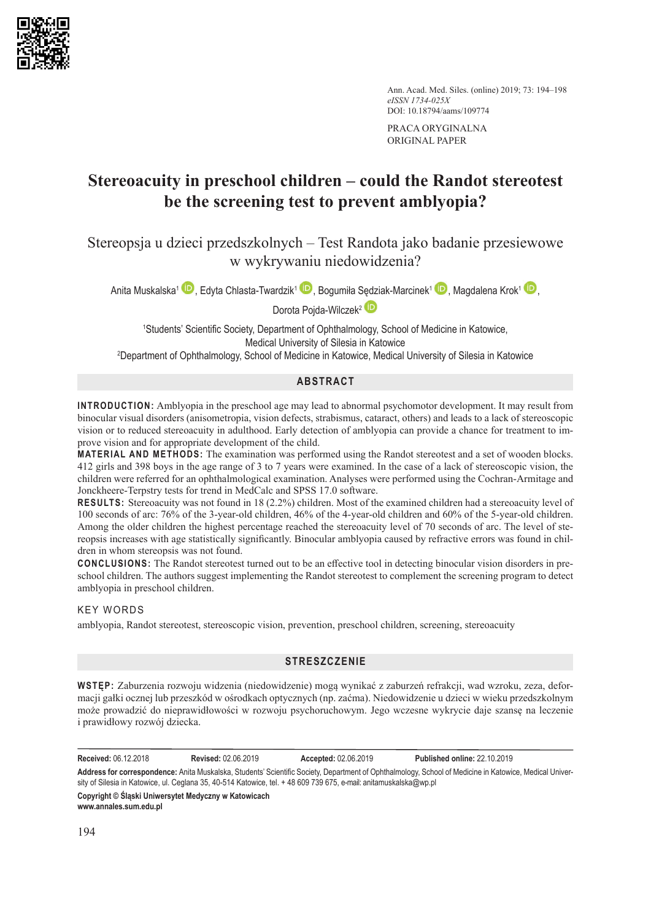PRACA ORYGINALNA
ORIGINAL PAPER

# Stereoacuity in preschool children – could the Randot stereotest be the screening test to prevent amblyopia?

## Stereopsja u dzieci przedszkolnych – Test Randota jako badanie przesiewowe w wykrywaniu niedowidzenia?

Anita Muskalska[1], Edyta Chlasta-Twardzik[1], Bogumiła Sędziak-Marcinek[1], Magdalena Krok[1], Dorota Pojda-Wilczek[2]

[1]Students' Scientific Society, Department of Ophthalmology, School of Medicine in Katowice, Medical University of Silesia in Katowice
[2]Department of Ophthalmology, School of Medicine in Katowice, Medical University of Silesia in Katowice

### ABSTRACT

**INTRODUCTION:** Amblyopia in the preschool age may lead to abnormal psychomotor development. It may result from binocular visual disorders (anisometropia, vision defects, strabismus, cataract, others) and leads to a lack of stereoscopic vision or to reduced stereoacuity in adulthood. Early detection of amblyopia can provide a chance for treatment to improve vision and for appropriate development of the child.

**MATERIAL AND METHODS:** The examination was performed using the Randot stereotest and a set of wooden blocks. 412 girls and 398 boys in the age range of 3 to 7 years were examined. In the case of a lack of stereoscopic vision, the children were referred for an ophthalmological examination. Analyses were performed using the Cochran-Armitage and Jonckheere-Terpstry tests for trend in MedCalc and SPSS 17.0 software.

**RESULTS:** Stereoacuity was not found in 18 (2.2%) children. Most of the examined children had a stereoacuity level of 100 seconds of arc: 76% of the 3-year-old children, 46% of the 4-year-old children and 60% of the 5-year-old children. Among the older children the highest percentage reached the stereoacuity level of 70 seconds of arc. The level of stereopsis increases with age statistically significantly. Binocular amblyopia caused by refractive errors was found in children in whom stereopsis was not found.

**CONCLUSIONS:** The Randot stereotest turned out to be an effective tool in detecting binocular vision disorders in preschool children. The authors suggest implementing the Randot stereotest to complement the screening program to detect amblyopia in preschool children.

### KEY WORDS

amblyopia, Randot stereotest, stereoscopic vision, prevention, preschool children, screening, stereoacuity

### STRESZCZENIE

**WSTĘP:** Zaburzenia rozwoju widzenia (niedowidzenie) mogą wynikać z zaburzeń refrakcji, wad wzroku, zeza, deformacji gałki ocznej lub przeszkód w ośrodkach optycznych (np. zaćma). Niedowidzenie u dzieci w wieku przedszkolnym może prowadzić do nieprawidłowości w rozwoju psychoruchowym. Jego wczesne wykrycie daje szansę na leczenie i prawidłowy rozwój dziecka.

**Received:** 06.12.2018 **Revised:** 02.06.2019 **Accepted:** 02.06.2019 **Published online:** 22.10.2019

**Address for correspondence:** Anita Muskalska, Students' Scientific Society, Department of Ophthalmology, School of Medicine in Katowice, Medical University of Silesia in Katowice, ul. Ceglana 35, 40-514 Katowice, tel. + 48 609 739 675, e-mail: anitamuskalska@wp.pl

**Copyright © Śląski Uniwersytet Medyczny w Katowicach**
**www.annales.sum.edu.pl**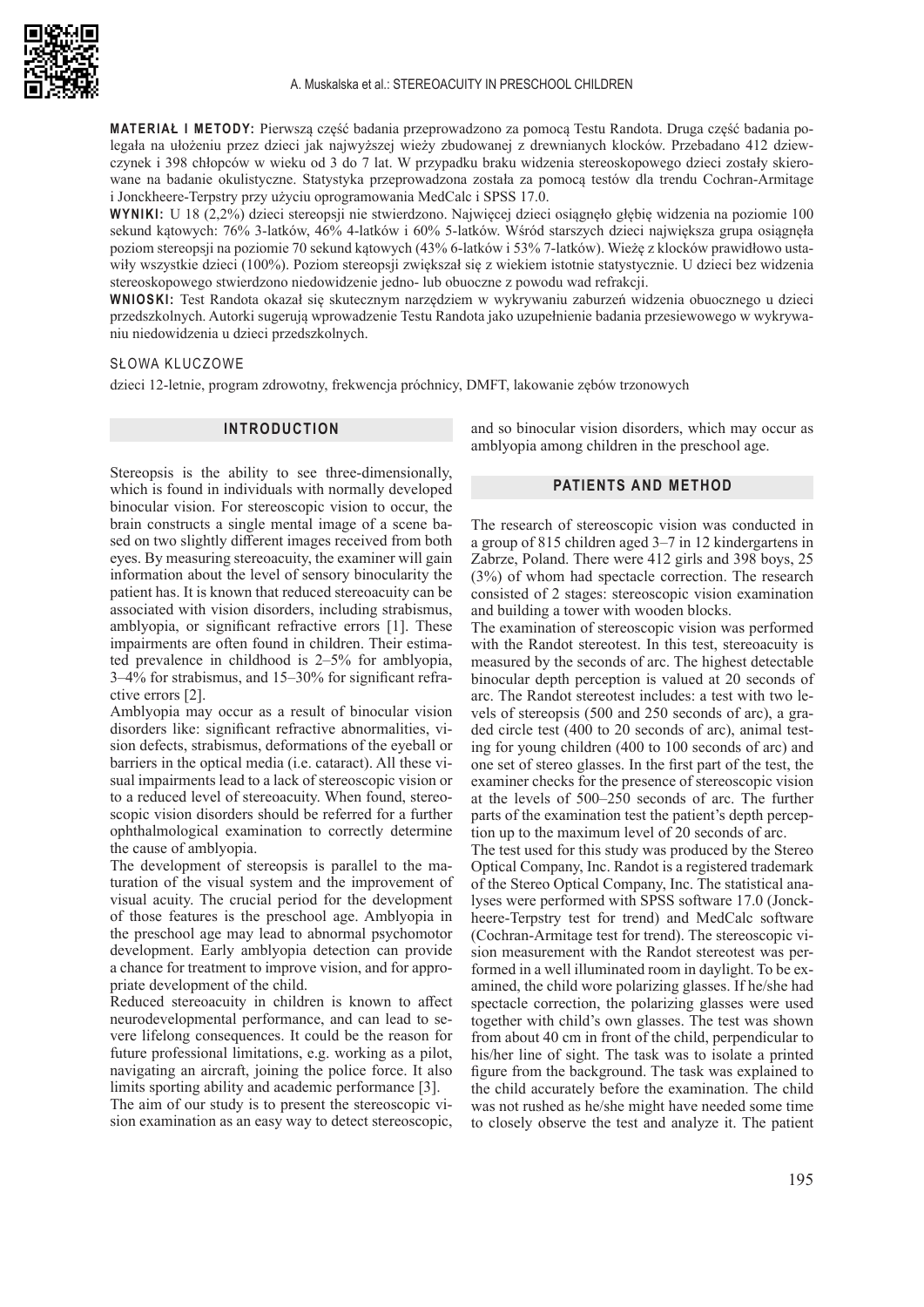**MATERIAŁ I METODY:** Pierwszą część badania przeprowadzono za pomocą Testu Randota. Druga część badania polegała na ułożeniu przez dzieci jak najwyższej wieży zbudowanej z drewnianych klocków. Przebadano 412 dziewczynek i 398 chłopców w wieku od 3 do 7 lat. W przypadku braku widzenia stereoskopowego dzieci zostały skierowane na badanie okulistyczne. Statystyka przeprowadzona została za pomocą testów dla trendu Cochran-Armitage i Jonckheere-Terpstry przy użyciu oprogramowania MedCalc i SPSS 17.0.

**WYNIKI:** U 18 (2,2%) dzieci stereopsji nie stwierdzono. Najwięcej dzieci osiągnęło głębię widzenia na poziomie 100 sekund kątowych: 76% 3-latków, 46% 4-latków i 60% 5-latków. Wśród starszych dzieci największa grupa osiągnęła poziom stereopsji na poziomie 70 sekund kątowych (43% 6-latków i 53% 7-latków). Wieżę z klocków prawidłowo ustawiły wszystkie dzieci (100%). Poziom stereopsji zwiększał się z wiekiem istotnie statystycznie. U dzieci bez widzenia stereoskopowego stwierdzono niedowidzenie jedno- lub obuoczne z powodu wad refrakcji.

**WNIOSKI:** Test Randota okazał się skutecznym narzędziem w wykrywaniu zaburzeń widzenia obuocznego u dzieci przedszkolnych. Autorki sugerują wprowadzenie Testu Randota jako uzupełnienie badania przesiewowego w wykrywaniu niedowidzenia u dzieci przedszkolnych.

SŁOWA KLUCZOWE

dzieci 12-letnie, program zdrowotny, frekwencja próchnicy, DMFT, lakowanie zębów trzonowych

## INTRODUCTION

Stereopsis is the ability to see three-dimensionally, which is found in individuals with normally developed binocular vision. For stereoscopic vision to occur, the brain constructs a single mental image of a scene based on two slightly different images received from both eyes. By measuring stereoacuity, the examiner will gain information about the level of sensory binocularity the patient has. It is known that reduced stereoacuity can be associated with vision disorders, including strabismus, amblyopia, or significant refractive errors [1]. These impairments are often found in children. Their estimated prevalence in childhood is 2–5% for amblyopia, 3–4% for strabismus, and 15–30% for significant refractive errors [2].

Amblyopia may occur as a result of binocular vision disorders like: significant refractive abnormalities, vision defects, strabismus, deformations of the eyeball or barriers in the optical media (i.e. cataract). All these visual impairments lead to a lack of stereoscopic vision or to a reduced level of stereoacuity. When found, stereoscopic vision disorders should be referred for a further ophthalmological examination to correctly determine the cause of amblyopia.

The development of stereopsis is parallel to the maturation of the visual system and the improvement of visual acuity. The crucial period for the development of those features is the preschool age. Amblyopia in the preschool age may lead to abnormal psychomotor development. Early amblyopia detection can provide a chance for treatment to improve vision, and for appropriate development of the child.

Reduced stereoacuity in children is known to affect neurodevelopmental performance, and can lead to severe lifelong consequences. It could be the reason for future professional limitations, e.g. working as a pilot, navigating an aircraft, joining the police force. It also limits sporting ability and academic performance [3].

The aim of our study is to present the stereoscopic vision examination as an easy way to detect stereoscopic, and so binocular vision disorders, which may occur as amblyopia among children in the preschool age.

## PATIENTS AND METHOD

The research of stereoscopic vision was conducted in a group of 815 children aged 3–7 in 12 kindergartens in Zabrze, Poland. There were 412 girls and 398 boys, 25 (3%) of whom had spectacle correction. The research consisted of 2 stages: stereoscopic vision examination and building a tower with wooden blocks.

The examination of stereoscopic vision was performed with the Randot stereotest. In this test, stereoacuity is measured by the seconds of arc. The highest detectable binocular depth perception is valued at 20 seconds of arc. The Randot stereotest includes: a test with two levels of stereopsis (500 and 250 seconds of arc), a graded circle test (400 to 20 seconds of arc), animal testing for young children (400 to 100 seconds of arc) and one set of stereo glasses. In the first part of the test, the examiner checks for the presence of stereoscopic vision at the levels of 500–250 seconds of arc. The further parts of the examination test the patient's depth perception up to the maximum level of 20 seconds of arc.

The test used for this study was produced by the Stereo Optical Company, Inc. Randot is a registered trademark of the Stereo Optical Company, Inc. The statistical analyses were performed with SPSS software 17.0 (Jonckheere-Terpstry test for trend) and MedCalc software (Cochran-Armitage test for trend). The stereoscopic vision measurement with the Randot stereotest was performed in a well illuminated room in daylight. To be examined, the child wore polarizing glasses. If he/she had spectacle correction, the polarizing glasses were used together with child's own glasses. The test was shown from about 40 cm in front of the child, perpendicular to his/her line of sight. The task was to isolate a printed figure from the background. The task was explained to the child accurately before the examination. The child was not rushed as he/she might have needed some time to closely observe the test and analyze it. The patient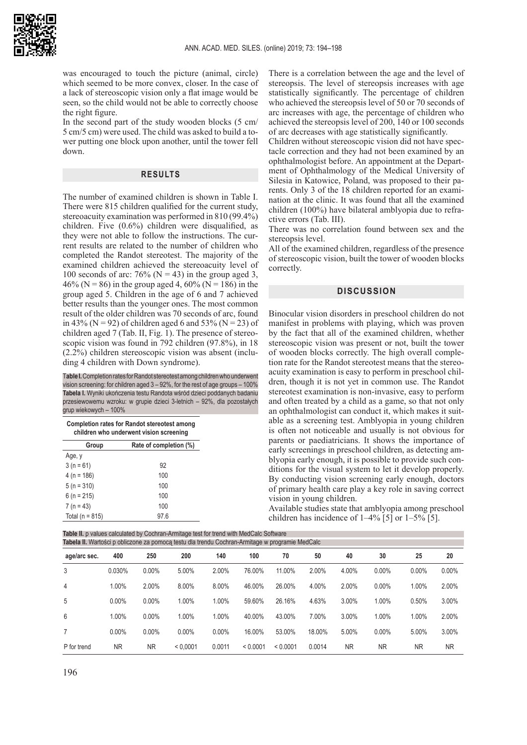was encouraged to touch the picture (animal, circle) which seemed to be more convex, closer. In the case of a lack of stereoscopic vision only a flat image would be seen, so the child would not be able to correctly choose the right figure.

In the second part of the study wooden blocks (5 cm/ 5 cm/5 cm) were used. The child was asked to build a tower putting one block upon another, until the tower fell down.

## RESULTS

The number of examined children is shown in Table I. There were 815 children qualified for the current study, stereoacuity examination was performed in 810 (99.4%) children. Five (0.6%) children were disqualified, as they were not able to follow the instructions. The current results are related to the number of children who completed the Randot stereotest. The majority of the examined children achieved the stereoacuity level of 100 seconds of arc: 76% (N = 43) in the group aged 3, 46% (N = 86) in the group aged 4, 60% (N = 186) in the group aged 5. Children in the age of 6 and 7 achieved better results than the younger ones. The most common result of the older children was 70 seconds of arc, found in 43% (N = 92) of children aged 6 and 53% (N = 23) of children aged 7 (Tab. II, Fig. 1). The presence of stereoscopic vision was found in 792 children (97.8%), in 18 (2.2%) children stereoscopic vision was absent (including 4 children with Down syndrome).

**Table I.** Completion rates for Randot stereotest among children who underwent vision screening: for children aged 3 – 92%, for the rest of age groups – 100%
**Tabela I.** Wyniki ukończenia testu Randota wśród dzieci poddanych badaniu przesiewowemu wzroku: w grupie dzieci 3-letnich – 92%, dla pozostałych grup wiekowych – 100%

**Completion rates for Randot stereotest among children who underwent vision screening**

| Group | Rate of completion (%) |
|---|---|
| Age, y | |
| 3 (n = 61) | 92 |
| 4 (n = 186) | 100 |
| 5 (n = 310) | 100 |
| 6 (n = 215) | 100 |
| 7 (n = 43) | 100 |
| Total (n = 815) | 97.6 |

There is a correlation between the age and the level of stereopsis. The level of stereopsis increases with age statistically significantly. The percentage of children who achieved the stereopsis level of 50 or 70 seconds of arc increases with age, the percentage of children who achieved the stereopsis level of 200, 140 or 100 seconds of arc decreases with age statistically significantly.

Children without stereoscopic vision did not have spectacle correction and they had not been examined by an ophthalmologist before. An appointment at the Department of Ophthalmology of the Medical University of Silesia in Katowice, Poland, was proposed to their parents. Only 3 of the 18 children reported for an examination at the clinic. It was found that all the examined children (100%) have bilateral amblyopia due to refractive errors (Tab. III).

There was no correlation found between sex and the stereopsis level.

All of the examined children, regardless of the presence of stereoscopic vision, built the tower of wooden blocks correctly.

## DISCUSSION

Binocular vision disorders in preschool children do not manifest in problems with playing, which was proven by the fact that all of the examined children, whether stereoscopic vision was present or not, built the tower of wooden blocks correctly. The high overall completion rate for the Randot stereotest means that the stereoacuity examination is easy to perform in preschool children, though it is not yet in common use. The Randot stereotest examination is non-invasive, easy to perform and often treated by a child as a game, so that not only an ophthalmologist can conduct it, which makes it suitable as a screening test. Amblyopia in young children is often not noticeable and usually is not obvious for parents or paediatricians. It shows the importance of early screenings in preschool children, as detecting amblyopia early enough, it is possible to provide such conditions for the visual system to let it develop properly. By conducting vision screening early enough, doctors of primary health care play a key role in saving correct vision in young children.

Available studies state that amblyopia among preschool children has incidence of 1–4% [5] or 1–5% [5].

**Table II.** p values calculated by Cochran-Armitage test for trend with MedCalc Software
**Tabela II.** Wartości p obliczone za pomocą testu dla trendu Cochran-Armitage w programie MedCalc

| age/arc sec. | 400 | 250 | 200 | 140 | 100 | 70 | 50 | 40 | 30 | 25 | 20 |
|---|---|---|---|---|---|---|---|---|---|---|---|
| 3 | 0.030% | 0.00% | 5.00% | 2.00% | 76.00% | 11.00% | 2.00% | 4.00% | 0.00% | 0.00% | 0.00% |
| 4 | 1.00% | 2.00% | 8.00% | 8.00% | 46.00% | 26.00% | 4.00% | 2.00% | 0.00% | 1.00% | 2.00% |
| 5 | 0.00% | 0.00% | 1.00% | 1.00% | 59.60% | 26.16% | 4.63% | 3.00% | 1.00% | 0.50% | 3.00% |
| 6 | 1.00% | 0.00% | 1.00% | 1.00% | 40.00% | 43.00% | 7.00% | 3.00% | 1.00% | 1.00% | 2.00% |
| 7 | 0.00% | 0.00% | 0.00% | 0.00% | 16.00% | 53.00% | 18.00% | 5.00% | 0.00% | 5.00% | 3.00% |
| P for trend | NR | NR | < 0,0001 | 0.0011 | < 0.0001 | < 0.0001 | 0.0014 | NR | NR | NR | NR |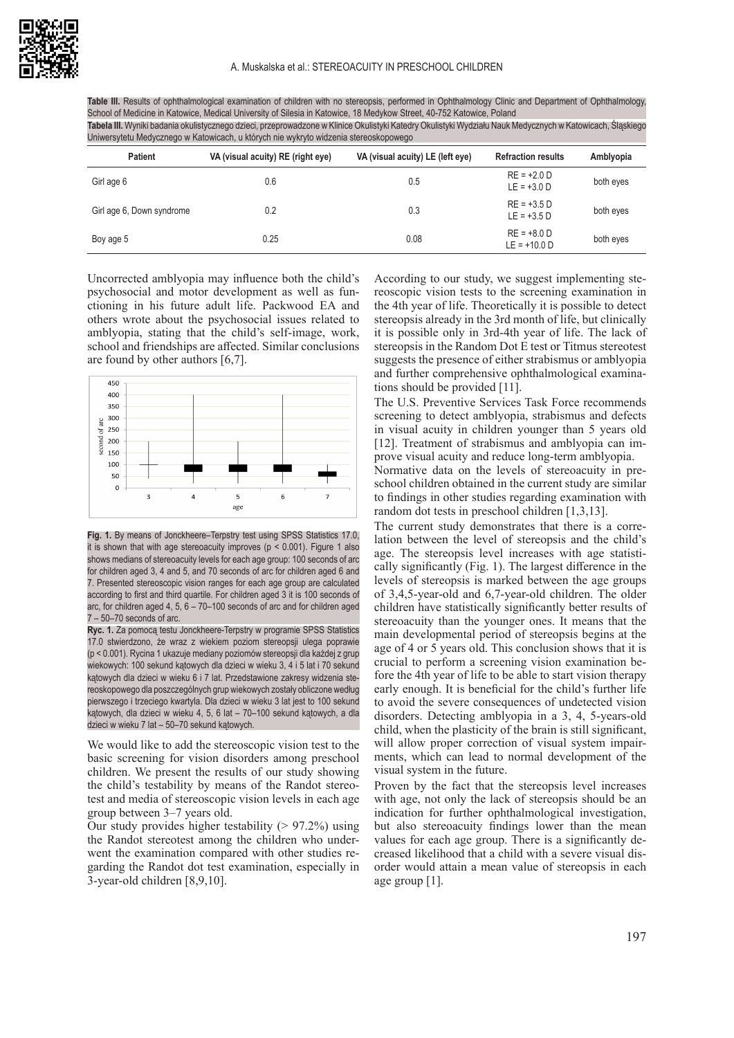**Table III.** Results of ophthalmological examination of children with no stereopsis, performed in Ophthalmology Clinic and Department of Ophthalmology, School of Medicine in Katowice, Medical University of Silesia in Katowice, 18 Medykow Street, 40-752 Katowice, Poland

**Tabela III.** Wyniki badania okulistycznego dzieci, przeprowadzone w Klinice Okulistyki Katedry Okulistyki Wydziału Nauk Medycznych w Katowicach, Śląskiego Uniwersytetu Medycznego w Katowicach, u których nie wykryto widzenia stereoskopowego

| Patient | VA (visual acuity) RE (right eye) | VA (visual acuity) LE (left eye) | Refraction results | Amblyopia |
|---|---|---|---|---|
| Girl age 6 | 0.6 | 0.5 | RE = +2.0 D<br>LE = +3.0 D | both eyes |
| Girl age 6, Down syndrome | 0.2 | 0.3 | RE = +3.5 D<br>LE = +3.5 D | both eyes |
| Boy age 5 | 0.25 | 0.08 | RE = +8.0 D<br>LE = +10.0 D | both eyes |

Uncorrected amblyopia may influence both the child's psychosocial and motor development as well as functioning in his future adult life. Packwood EA and others wrote about the psychosocial issues related to amblyopia, stating that the child's self-image, work, school and friendships are affected. Similar conclusions are found by other authors [6,7].

**Fig. 1.** By means of Jonckheere–Terpstry test using SPSS Statistics 17.0, it is shown that with age stereoacuity improves ($p < 0.001$). Figure 1 also shows medians of stereoacuity levels for each age group: 100 seconds of arc for children aged 3, 4 and 5, and 70 seconds of arc for children aged 6 and 7. Presented stereoscopic vision ranges for each age group are calculated according to first and third quartile. For children aged 3 it is 100 seconds of arc, for children aged 4, 5, 6 – 70–100 seconds of arc and for children aged 7 – 50–70 seconds of arc.

**Ryc. 1.** Za pomocą testu Jonckheere-Terpstry w programie SPSS Statistics 17.0 stwierdzono, że wraz z wiekiem poziom stereopsji ulega poprawie ($p < 0.001$). Rycina 1 ukazuje mediany poziomów stereopsji dla każdej z grup wiekowych: 100 sekund kątowych dla dzieci w wieku 3, 4 i 5 lat i 70 sekund kątowych dla dzieci w wieku 6 i 7 lat. Przedstawione zakresy widzenia stereoskopowego dla poszczególnych grup wiekowych zostały obliczone według pierwszego i trzeciego kwartyla. Dla dzieci w wieku 3 lat jest to 100 sekund kątowych, dla dzieci w wieku 4, 5, 6 lat – 70–100 sekund kątowych, a dla dzieci w wieku 7 lat – 50–70 sekund kątowych.

We would like to add the stereoscopic vision test to the basic screening for vision disorders among preschool children. We present the results of our study showing the child's testability by means of the Randot stereotest and media of stereoscopic vision levels in each age group between 3–7 years old.

Our study provides higher testability (> 97.2%) using the Randot stereotest among the children who underwent the examination compared with other studies regarding the Randot dot test examination, especially in 3-year-old children [8,9,10].

According to our study, we suggest implementing stereoscopic vision tests to the screening examination in the 4th year of life. Theoretically it is possible to detect stereopsis already in the 3rd month of life, but clinically it is possible only in 3rd-4th year of life. The lack of stereopsis in the Random Dot E test or Titmus stereotest suggests the presence of either strabismus or amblyopia and further comprehensive ophthalmological examinations should be provided [11].

The U.S. Preventive Services Task Force recommends screening to detect amblyopia, strabismus and defects in visual acuity in children younger than 5 years old [12]. Treatment of strabismus and amblyopia can improve visual acuity and reduce long-term amblyopia.

Normative data on the levels of stereoacuity in preschool children obtained in the current study are similar to findings in other studies regarding examination with random dot tests in preschool children [1,3,13].

The current study demonstrates that there is a correlation between the level of stereopsis and the child's age. The stereopsis level increases with age statistically significantly (Fig. 1). The largest difference in the levels of stereopsis is marked between the age groups of 3,4,5-year-old and 6,7-year-old children. The older children have statistically significantly better results of stereoacuity than the younger ones. It means that the main developmental period of stereopsis begins at the age of 4 or 5 years old. This conclusion shows that it is crucial to perform a screening vision examination before the 4th year of life to be able to start vision therapy early enough. It is beneficial for the child's further life to avoid the severe consequences of undetected vision disorders. Detecting amblyopia in a 3, 4, 5-years-old child, when the plasticity of the brain is still significant, will allow proper correction of visual system impairments, which can lead to normal development of the visual system in the future.

Proven by the fact that the stereopsis level increases with age, not only the lack of stereopsis should be an indication for further ophthalmological investigation, but also stereoacuity findings lower than the mean values for each age group. There is a significantly decreased likelihood that a child with a severe visual disorder would attain a mean value of stereopsis in each age group [1].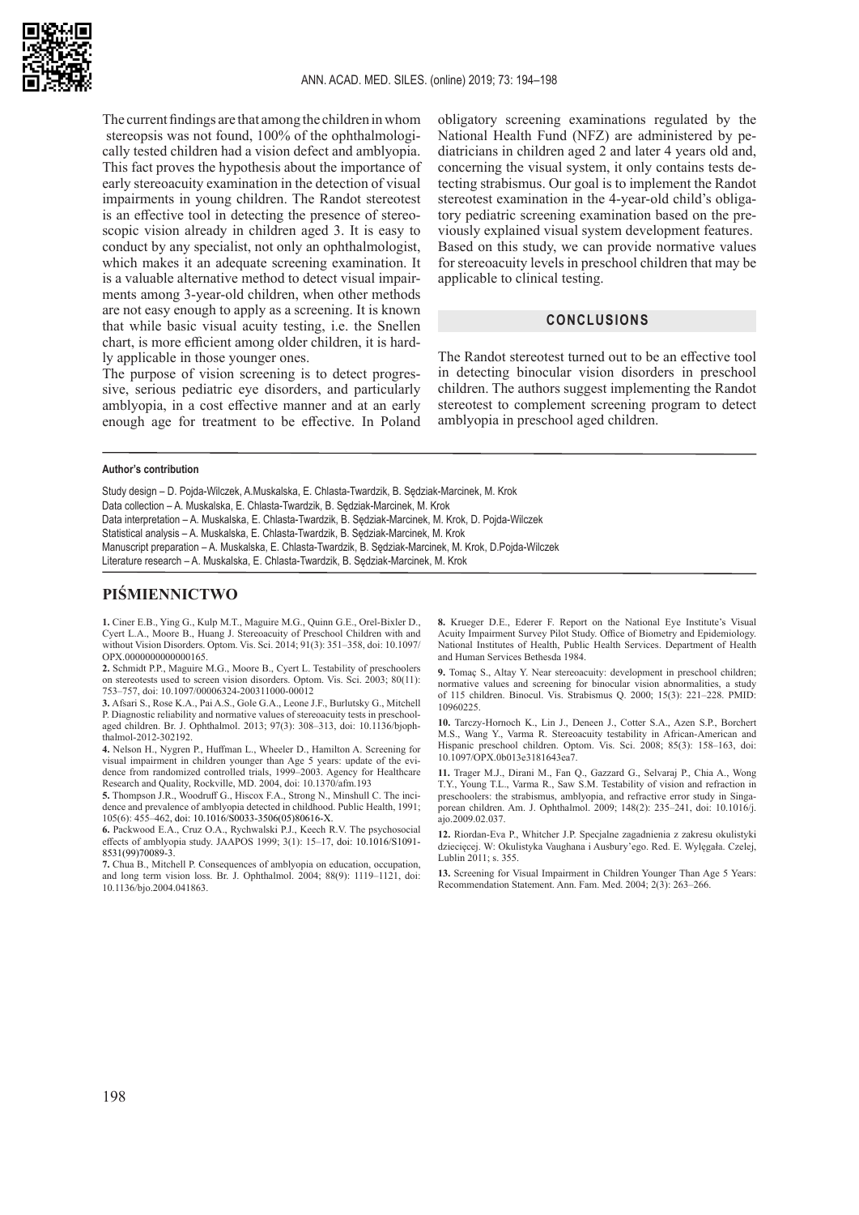The current findings are that among the children in whom stereopsis was not found, 100% of the ophthalmologically tested children had a vision defect and amblyopia. This fact proves the hypothesis about the importance of early stereoacuity examination in the detection of visual impairments in young children. The Randot stereotest is an effective tool in detecting the presence of stereoscopic vision already in children aged 3. It is easy to conduct by any specialist, not only an ophthalmologist, which makes it an adequate screening examination. It is a valuable alternative method to detect visual impairments among 3-year-old children, when other methods are not easy enough to apply as a screening. It is known that while basic visual acuity testing, i.e. the Snellen chart, is more efficient among older children, it is hardly applicable in those younger ones.

The purpose of vision screening is to detect progressive, serious pediatric eye disorders, and particularly amblyopia, in a cost effective manner and at an early enough age for treatment to be effective. In Poland obligatory screening examinations regulated by the National Health Fund (NFZ) are administered by pediatricians in children aged 2 and later 4 years old and, concerning the visual system, it only contains tests detecting strabismus. Our goal is to implement the Randot stereotest examination in the 4-year-old child's obligatory pediatric screening examination based on the previously explained visual system development features. Based on this study, we can provide normative values for stereoacuity levels in preschool children that may be applicable to clinical testing.

## CONCLUSIONS

The Randot stereotest turned out to be an effective tool in detecting binocular vision disorders in preschool children. The authors suggest implementing the Randot stereotest to complement screening program to detect amblyopia in preschool aged children.

**Author's contribution**

Study design – D. Pojda-Wilczek, A.Muskalska, E. Chlasta-Twardzik, B. Sędziak-Marcinek, M. Krok
Data collection – A. Muskalska, E. Chlasta-Twardzik, B. Sędziak-Marcinek, M. Krok
Data interpretation – A. Muskalska, E. Chlasta-Twardzik, B. Sędziak-Marcinek, M. Krok, D. Pojda-Wilczek
Statistical analysis – A. Muskalska, E. Chlasta-Twardzik, B. Sędziak-Marcinek, M. Krok
Manuscript preparation – A. Muskalska, E. Chlasta-Twardzik, B. Sędziak-Marcinek, M. Krok, D.Pojda-Wilczek
Literature research – A. Muskalska, E. Chlasta-Twardzik, B. Sędziak-Marcinek, M. Krok

## PIŚMIENNICTWO

**1.** Ciner E.B., Ying G., Kulp M.T., Maguire M.G., Quinn G.E., Orel-Bixler D., Cyert L.A., Moore B., Huang J. Stereoacuity of Preschool Children with and without Vision Disorders. Optom. Vis. Sci. 2014; 91(3): 351–358, doi: 10.1097/OPX.0000000000000165.

**2.** Schmidt P.P., Maguire M.G., Moore B., Cyert L. Testability of preschoolers on stereotests used to screen vision disorders. Optom. Vis. Sci. 2003; 80(11): 753–757, doi: 10.1097/00006324-200311000-00012

**3.** Afsari S., Rose K.A., Pai A.S., Gole G.A., Leone J.F., Burlutsky G., Mitchell P. Diagnostic reliability and normative values of stereoacuity tests in preschool-aged children. Br. J. Ophthalmol. 2013; 97(3): 308–313, doi: 10.1136/bjophthalmol-2012-302192.

**4.** Nelson H., Nygren P., Huffman L., Wheeler D., Hamilton A. Screening for visual impairment in children younger than Age 5 years: update of the evidence from randomized controlled trials, 1999–2003. Agency for Healthcare Research and Quality, Rockville, MD. 2004, doi: 10.1370/afm.193

**5.** Thompson J.R., Woodruff G., Hiscox F.A., Strong N., Minshull C. The incidence and prevalence of amblyopia detected in childhood. Public Health, 1991; 105(6): 455–462, doi: 10.1016/S0033-3506(05)80616-X.

**6.** Packwood E.A., Cruz O.A., Rychwalski P.J., Keech R.V. The psychosocial effects of amblyopia study. JAAPOS 1999; 3(1): 15–17, doi: 10.1016/S1091-8531(99)70089-3.

**7.** Chua B., Mitchell P. Consequences of amblyopia on education, occupation, and long term vision loss. Br. J. Ophthalmol. 2004; 88(9): 1119–1121, doi: 10.1136/bjo.2004.041863.

**8.** Krueger D.E., Ederer F. Report on the National Eye Institute's Visual Acuity Impairment Survey Pilot Study. Office of Biometry and Epidemiology. National Institutes of Health, Public Health Services. Department of Health and Human Services Bethesda 1984.

**9.** Tomaç S., Altay Y. Near stereoacuity: development in preschool children; normative values and screening for binocular vision abnormalities, a study of 115 children. Binocul. Vis. Strabismus Q. 2000; 15(3): 221–228. PMID: 10960225.

**10.** Tarczy-Hornoch K., Lin J., Deneen J., Cotter S.A., Azen S.P., Borchert M.S., Wang Y., Varma R. Stereoacuity testability in African-American and Hispanic preschool children. Optom. Vis. Sci. 2008; 85(3): 158–163, doi: 10.1097/OPX.0b013e3181643ea7.

**11.** Trager M.J., Dirani M., Fan Q., Gazzard G., Selvaraj P., Chia A., Wong T.Y., Young T.L., Varma R., Saw S.M. Testability of vision and refraction in preschoolers: the strabismus, amblyopia, and refractive error study in Singaporean children. Am. J. Ophthalmol. 2009; 148(2): 235–241, doi: 10.1016/j.ajo.2009.02.037.

**12.** Riordan-Eva P., Whitcher J.P. Specjalne zagadnienia z zakresu okulistyki dziecięcej. W: Okulistyka Vaughana i Ausbury'ego. Red. E. Wylęgała. Czelej, Lublin 2011; s. 355.

**13.** Screening for Visual Impairment in Children Younger Than Age 5 Years: Recommendation Statement. Ann. Fam. Med. 2004; 2(3): 263–266.